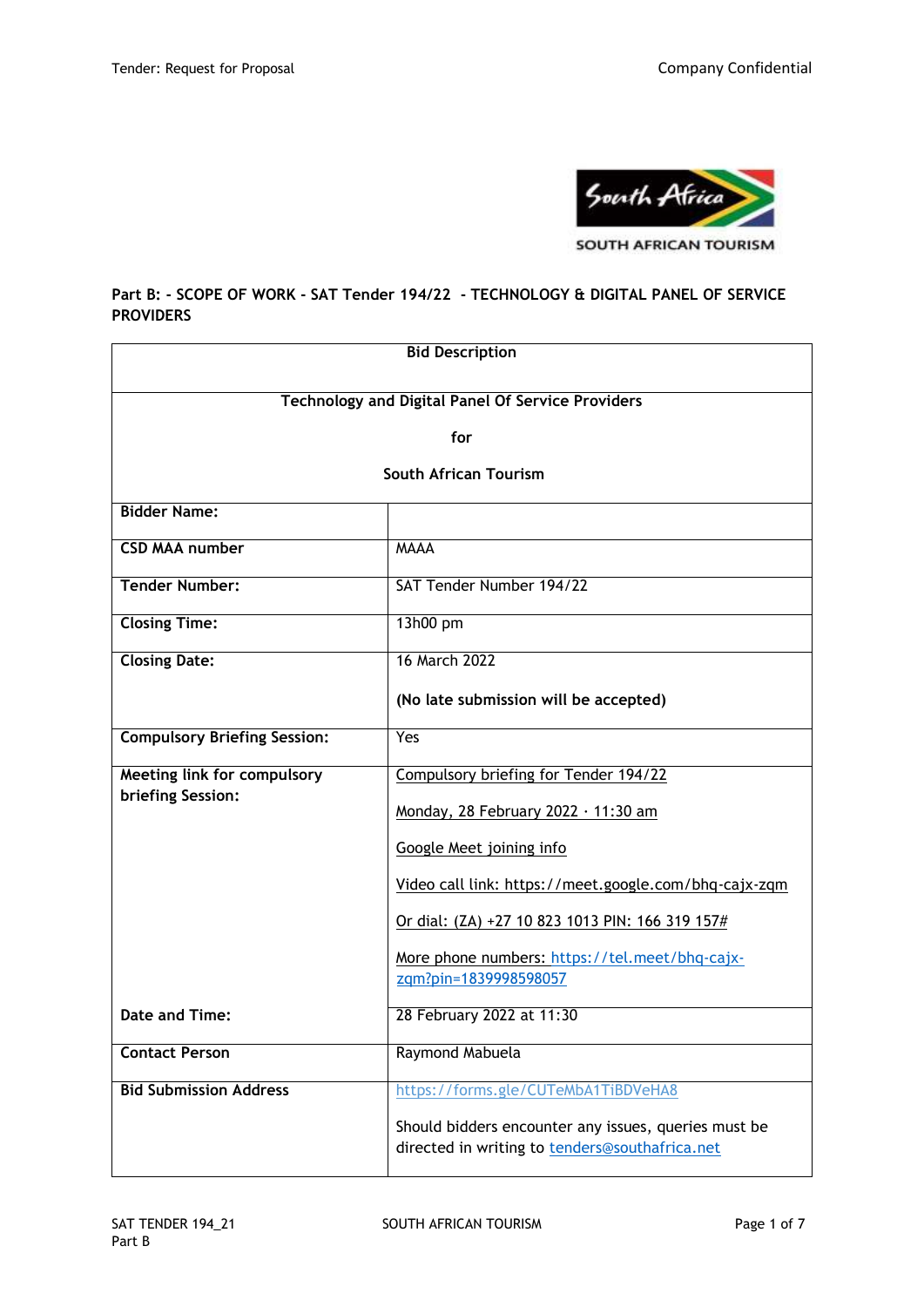**Part B: - SCOPE OF WORK - SAT Tender 194/22 - TECHNOLOGY & DIGITAL PANEL OF SERVICE PROVIDERS**

| Bid Description | |
|---|---|
| **Technology and Digital Panel Of Service Providers**<br><br>**for**<br><br>**South African Tourism** | |
| **Bidder Name:** | |
| **CSD MAA number** | MAAA |
| **Tender Number:** | SAT Tender Number 194/22 |
| **Closing Time:** | 13h00 pm |
| **Closing Date:** | 16 March 2022<br><br>**(No late submission will be accepted)** |
| **Compulsory Briefing Session:** | Yes |
| **Meeting link for compulsory briefing Session:** | Compulsory briefing for Tender 194/22<br><br>Monday, 28 February 2022 · 11:30 am<br><br>Google Meet joining info<br><br>Video call link: https://meet.google.com/bhq-cajx-zqm<br><br>Or dial: (ZA) +27 10 823 1013 PIN: 166 319 157#<br><br>More phone numbers: https://tel.meet/bhq-cajx-zqm?pin=1839998598057 |
| **Date and Time:** | 28 February 2022 at 11:30 |
| **Contact Person** | Raymond Mabuela |
| **Bid Submission Address** | https://forms.gle/CUTeMbA1TiBDVeHA8<br><br>Should bidders encounter any issues, queries must be directed in writing to tenders@southafrica.net |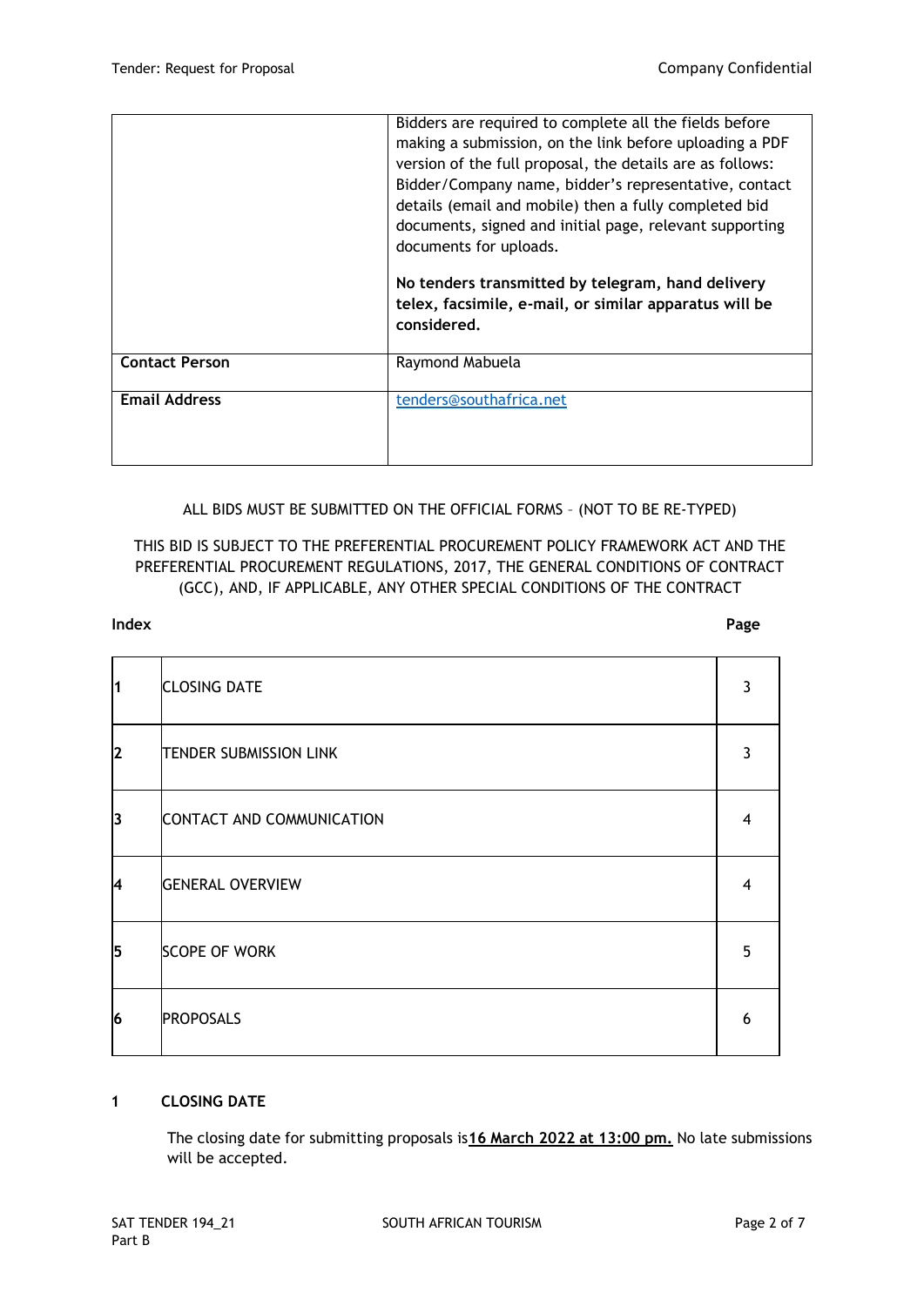| | |
|---|---|
| | Bidders are required to complete all the fields before making a submission, on the link before uploading a PDF version of the full proposal, the details are as follows: Bidder/Company name, bidder's representative, contact details (email and mobile) then a fully completed bid documents, signed and initial page, relevant supporting documents for uploads.<br><br>**No tenders transmitted by telegram, hand delivery telex, facsimile, e-mail, or similar apparatus will be considered.** |
| **Contact Person** | Raymond Mabuela |
| **Email Address** | tenders@southafrica.net |

ALL BIDS MUST BE SUBMITTED ON THE OFFICIAL FORMS – (NOT TO BE RE-TYPED)

THIS BID IS SUBJECT TO THE PREFERENTIAL PROCUREMENT POLICY FRAMEWORK ACT AND THE PREFERENTIAL PROCUREMENT REGULATIONS, 2017, THE GENERAL CONDITIONS OF CONTRACT (GCC), AND, IF APPLICABLE, ANY OTHER SPECIAL CONDITIONS OF THE CONTRACT

**Index** **Page**

| | | |
|---|---|---|
| 1 | CLOSING DATE | 3 |
| 2 | TENDER SUBMISSION LINK | 3 |
| 3 | CONTACT AND COMMUNICATION | 4 |
| 4 | GENERAL OVERVIEW | 4 |
| 5 | SCOPE OF WORK | 5 |
| 6 | PROPOSALS | 6 |

## 1 CLOSING DATE

The closing date for submitting proposals is **16 March 2022 at 13:00 pm.** No late submissions will be accepted.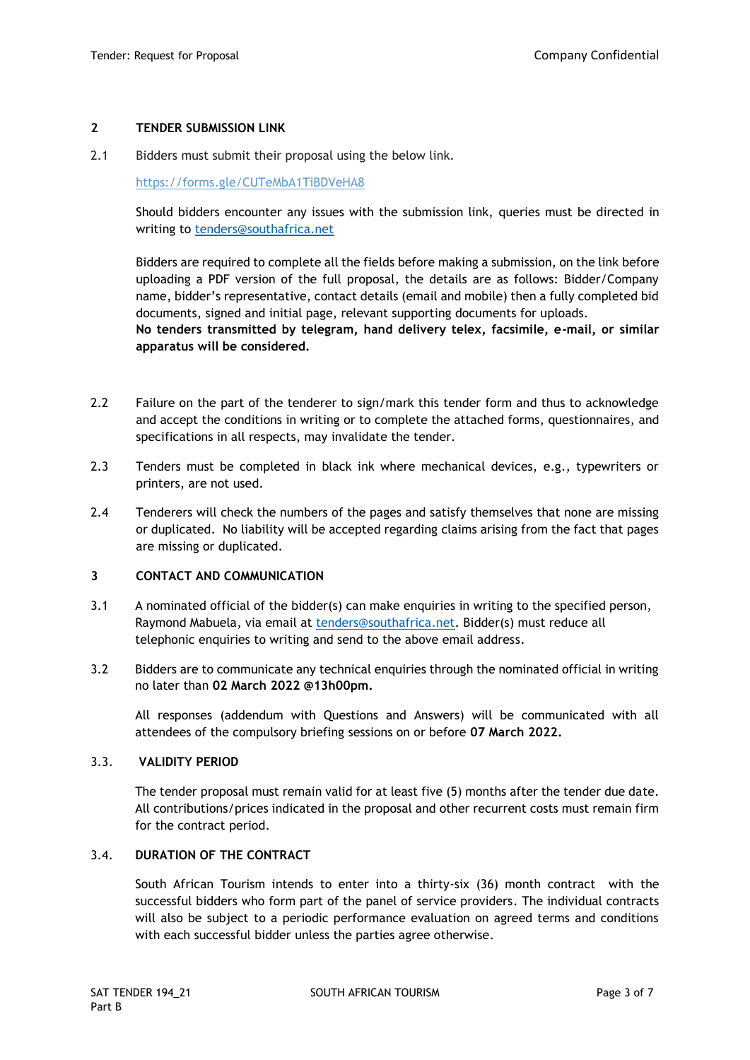## 2 TENDER SUBMISSION LINK

2.1 Bidders must submit their proposal using the below link.

https://forms.gle/CUTeMbA1TiBDVeHA8

Should bidders encounter any issues with the submission link, queries must be directed in writing to tenders@southafrica.net

Bidders are required to complete all the fields before making a submission, on the link before uploading a PDF version of the full proposal, the details are as follows: Bidder/Company name, bidder's representative, contact details (email and mobile) then a fully completed bid documents, signed and initial page, relevant supporting documents for uploads.
**No tenders transmitted by telegram, hand delivery telex, facsimile, e-mail, or similar apparatus will be considered.**

2.2 Failure on the part of the tenderer to sign/mark this tender form and thus to acknowledge and accept the conditions in writing or to complete the attached forms, questionnaires, and specifications in all respects, may invalidate the tender.

2.3 Tenders must be completed in black ink where mechanical devices, e.g., typewriters or printers, are not used.

2.4 Tenderers will check the numbers of the pages and satisfy themselves that none are missing or duplicated. No liability will be accepted regarding claims arising from the fact that pages are missing or duplicated.

## 3 CONTACT AND COMMUNICATION

3.1 A nominated official of the bidder(s) can make enquiries in writing to the specified person, Raymond Mabuela, via email at tenders@southafrica.net. Bidder(s) must reduce all telephonic enquiries to writing and send to the above email address.

3.2 Bidders are to communicate any technical enquiries through the nominated official in writing no later than **02 March 2022 @13h00pm.**

All responses (addendum with Questions and Answers) will be communicated with all attendees of the compulsory briefing sessions on or before **07 March 2022.**

### 3.3. VALIDITY PERIOD

The tender proposal must remain valid for at least five (5) months after the tender due date. All contributions/prices indicated in the proposal and other recurrent costs must remain firm for the contract period.

### 3.4. DURATION OF THE CONTRACT

South African Tourism intends to enter into a thirty-six (36) month contract with the successful bidders who form part of the panel of service providers. The individual contracts will also be subject to a periodic performance evaluation on agreed terms and conditions with each successful bidder unless the parties agree otherwise.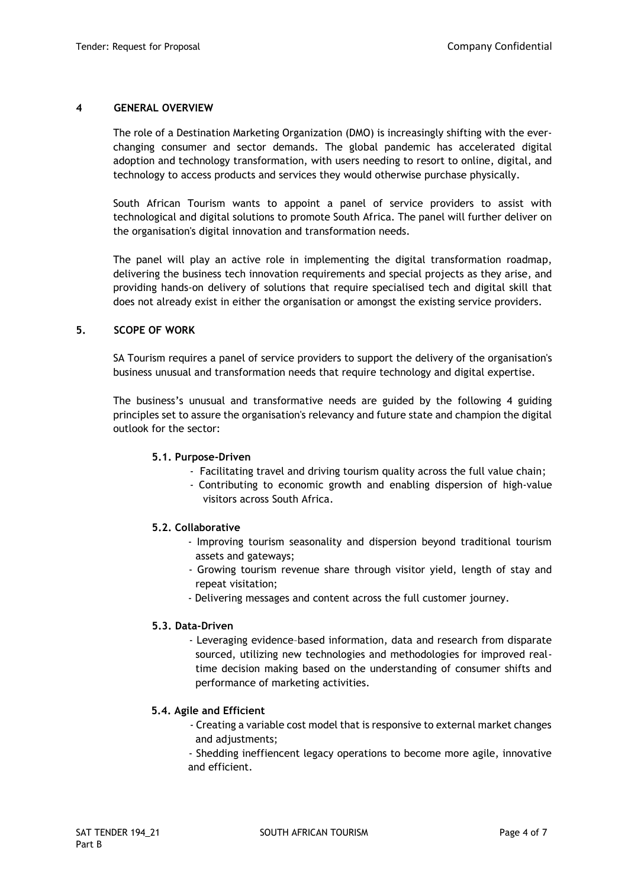## 4 GENERAL OVERVIEW

The role of a Destination Marketing Organization (DMO) is increasingly shifting with the ever-changing consumer and sector demands. The global pandemic has accelerated digital adoption and technology transformation, with users needing to resort to online, digital, and technology to access products and services they would otherwise purchase physically.

South African Tourism wants to appoint a panel of service providers to assist with technological and digital solutions to promote South Africa. The panel will further deliver on the organisation's digital innovation and transformation needs.

The panel will play an active role in implementing the digital transformation roadmap, delivering the business tech innovation requirements and special projects as they arise, and providing hands-on delivery of solutions that require specialised tech and digital skill that does not already exist in either the organisation or amongst the existing service providers.

## 5. SCOPE OF WORK

SA Tourism requires a panel of service providers to support the delivery of the organisation's business unusual and transformation needs that require technology and digital expertise.

The business's unusual and transformative needs are guided by the following 4 guiding principles set to assure the organisation's relevancy and future state and champion the digital outlook for the sector:

### 5.1. Purpose-Driven

- Facilitating travel and driving tourism quality across the full value chain;
- Contributing to economic growth and enabling dispersion of high-value visitors across South Africa.

### 5.2. Collaborative

- Improving tourism seasonality and dispersion beyond traditional tourism assets and gateways;
- Growing tourism revenue share through visitor yield, length of stay and repeat visitation;
- Delivering messages and content across the full customer journey.

### 5.3. Data-Driven

- Leveraging evidence–based information, data and research from disparate sourced, utilizing new technologies and methodologies for improved real-time decision making based on the understanding of consumer shifts and performance of marketing activities.

### 5.4. Agile and Efficient

- Creating a variable cost model that is responsive to external market changes and adjustments;
- Shedding ineffiencent legacy operations to become more agile, innovative and efficient.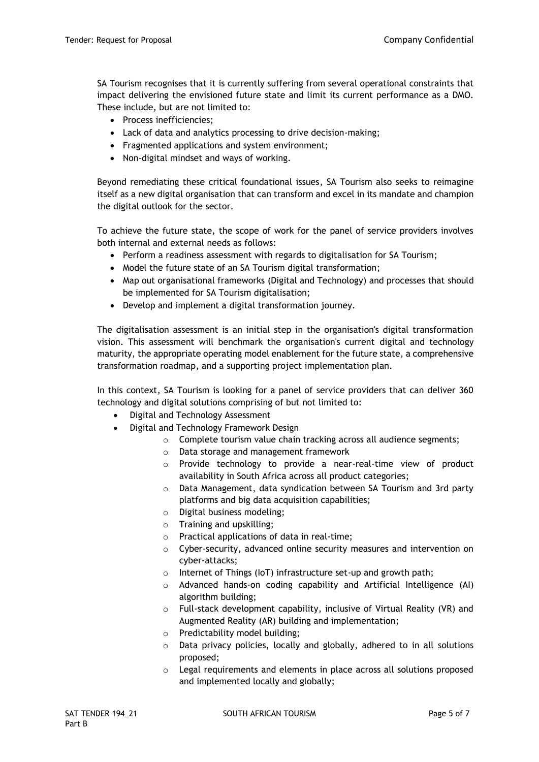SA Tourism recognises that it is currently suffering from several operational constraints that impact delivering the envisioned future state and limit its current performance as a DMO. These include, but are not limited to:

- Process inefficiencies;
- Lack of data and analytics processing to drive decision-making;
- Fragmented applications and system environment;
- Non-digital mindset and ways of working.

Beyond remediating these critical foundational issues, SA Tourism also seeks to reimagine itself as a new digital organisation that can transform and excel in its mandate and champion the digital outlook for the sector.

To achieve the future state, the scope of work for the panel of service providers involves both internal and external needs as follows:

- Perform a readiness assessment with regards to digitalisation for SA Tourism;
- Model the future state of an SA Tourism digital transformation;
- Map out organisational frameworks (Digital and Technology) and processes that should be implemented for SA Tourism digitalisation;
- Develop and implement a digital transformation journey.

The digitalisation assessment is an initial step in the organisation's digital transformation vision. This assessment will benchmark the organisation's current digital and technology maturity, the appropriate operating model enablement for the future state, a comprehensive transformation roadmap, and a supporting project implementation plan.

In this context, SA Tourism is looking for a panel of service providers that can deliver 360 technology and digital solutions comprising of but not limited to:

- Digital and Technology Assessment
- Digital and Technology Framework Design
    - Complete tourism value chain tracking across all audience segments;
    - Data storage and management framework
    - Provide technology to provide a near-real-time view of product availability in South Africa across all product categories;
    - Data Management, data syndication between SA Tourism and 3rd party platforms and big data acquisition capabilities;
    - Digital business modeling;
    - Training and upskilling;
    - Practical applications of data in real-time;
    - Cyber-security, advanced online security measures and intervention on cyber-attacks;
    - Internet of Things (IoT) infrastructure set-up and growth path;
    - Advanced hands-on coding capability and Artificial Intelligence (AI) algorithm building;
    - Full-stack development capability, inclusive of Virtual Reality (VR) and Augmented Reality (AR) building and implementation;
    - Predictability model building;
    - Data privacy policies, locally and globally, adhered to in all solutions proposed;
    - Legal requirements and elements in place across all solutions proposed and implemented locally and globally;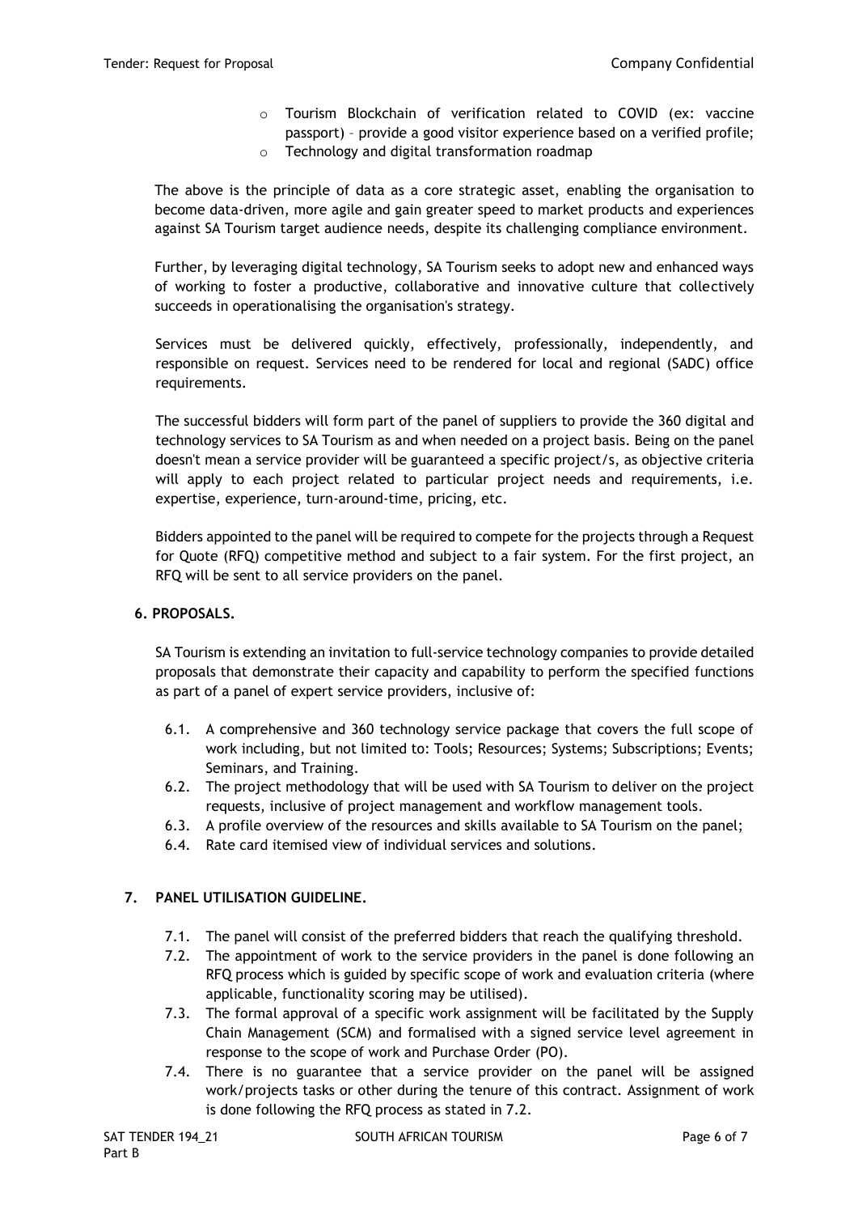- Tourism Blockchain of verification related to COVID (ex: vaccine passport) – provide a good visitor experience based on a verified profile;
- Technology and digital transformation roadmap

The above is the principle of data as a core strategic asset, enabling the organisation to become data-driven, more agile and gain greater speed to market products and experiences against SA Tourism target audience needs, despite its challenging compliance environment.

Further, by leveraging digital technology, SA Tourism seeks to adopt new and enhanced ways of working to foster a productive, collaborative and innovative culture that collectively succeeds in operationalising the organisation's strategy.

Services must be delivered quickly, effectively, professionally, independently, and responsible on request. Services need to be rendered for local and regional (SADC) office requirements.

The successful bidders will form part of the panel of suppliers to provide the 360 digital and technology services to SA Tourism as and when needed on a project basis. Being on the panel doesn't mean a service provider will be guaranteed a specific project/s, as objective criteria will apply to each project related to particular project needs and requirements, i.e. expertise, experience, turn-around-time, pricing, etc.

Bidders appointed to the panel will be required to compete for the projects through a Request for Quote (RFQ) competitive method and subject to a fair system. For the first project, an RFQ will be sent to all service providers on the panel.

## 6. PROPOSALS.

SA Tourism is extending an invitation to full-service technology companies to provide detailed proposals that demonstrate their capacity and capability to perform the specified functions as part of a panel of expert service providers, inclusive of:

6.1. A comprehensive and 360 technology service package that covers the full scope of work including, but not limited to: Tools; Resources; Systems; Subscriptions; Events; Seminars, and Training.

6.2. The project methodology that will be used with SA Tourism to deliver on the project requests, inclusive of project management and workflow management tools.

6.3. A profile overview of the resources and skills available to SA Tourism on the panel;

6.4. Rate card itemised view of individual services and solutions.

## 7. PANEL UTILISATION GUIDELINE.

7.1. The panel will consist of the preferred bidders that reach the qualifying threshold.

7.2. The appointment of work to the service providers in the panel is done following an RFQ process which is guided by specific scope of work and evaluation criteria (where applicable, functionality scoring may be utilised).

7.3. The formal approval of a specific work assignment will be facilitated by the Supply Chain Management (SCM) and formalised with a signed service level agreement in response to the scope of work and Purchase Order (PO).

7.4. There is no guarantee that a service provider on the panel will be assigned work/projects tasks or other during the tenure of this contract. Assignment of work is done following the RFQ process as stated in 7.2.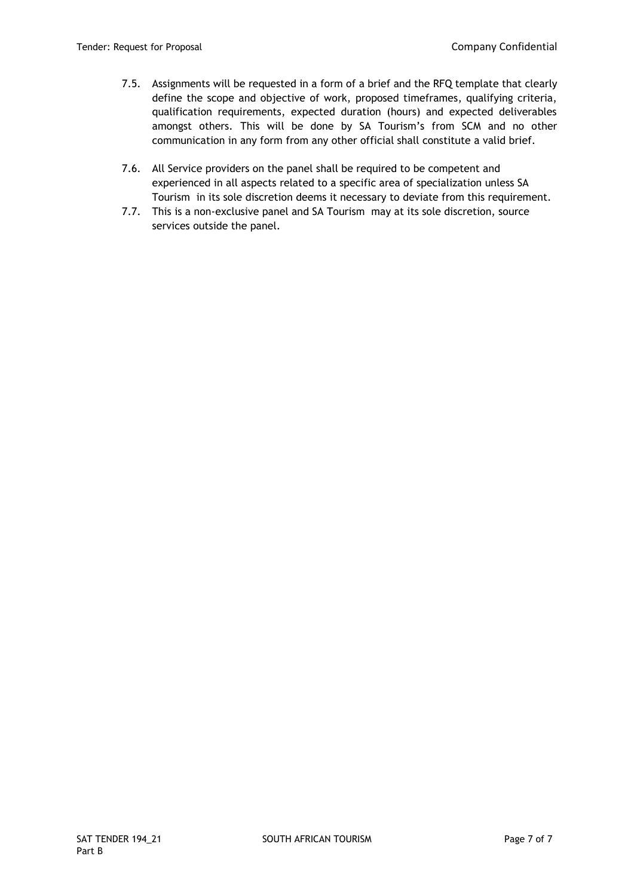7.5. Assignments will be requested in a form of a brief and the RFQ template that clearly define the scope and objective of work, proposed timeframes, qualifying criteria, qualification requirements, expected duration (hours) and expected deliverables amongst others. This will be done by SA Tourism's from SCM and no other communication in any form from any other official shall constitute a valid brief.

7.6. All Service providers on the panel shall be required to be competent and experienced in all aspects related to a specific area of specialization unless SA Tourism in its sole discretion deems it necessary to deviate from this requirement.

7.7. This is a non-exclusive panel and SA Tourism may at its sole discretion, source services outside the panel.